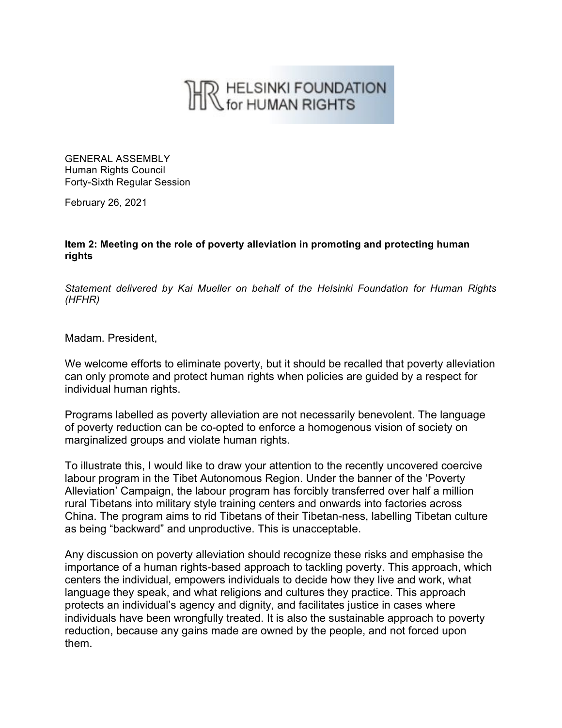HELSINKI FOUNDATION for HUMAN RIGHTS

GENERAL ASSEMBLY
Human Rights Council
Forty-Sixth Regular Session

February 26, 2021

**Item 2: Meeting on the role of poverty alleviation in promoting and protecting human rights**

*Statement delivered by Kai Mueller on behalf of the Helsinki Foundation for Human Rights (HFHR)*

Madam. President,

We welcome efforts to eliminate poverty, but it should be recalled that poverty alleviation can only promote and protect human rights when policies are guided by a respect for individual human rights.

Programs labelled as poverty alleviation are not necessarily benevolent. The language of poverty reduction can be co-opted to enforce a homogenous vision of society on marginalized groups and violate human rights.

To illustrate this, I would like to draw your attention to the recently uncovered coercive labour program in the Tibet Autonomous Region. Under the banner of the 'Poverty Alleviation' Campaign, the labour program has forcibly transferred over half a million rural Tibetans into military style training centers and onwards into factories across China. The program aims to rid Tibetans of their Tibetan-ness, labelling Tibetan culture as being "backward" and unproductive. This is unacceptable.

Any discussion on poverty alleviation should recognize these risks and emphasise the importance of a human rights-based approach to tackling poverty. This approach, which centers the individual, empowers individuals to decide how they live and work, what language they speak, and what religions and cultures they practice. This approach protects an individual's agency and dignity, and facilitates justice in cases where individuals have been wrongfully treated. It is also the sustainable approach to poverty reduction, because any gains made are owned by the people, and not forced upon them.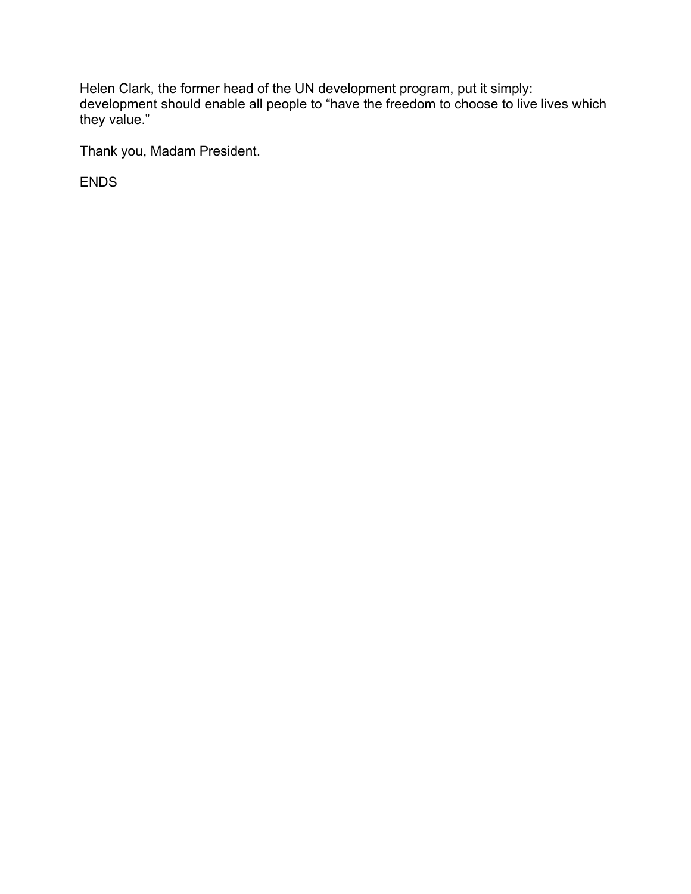Helen Clark, the former head of the UN development program, put it simply: development should enable all people to "have the freedom to choose to live lives which they value."

Thank you, Madam President.

ENDS